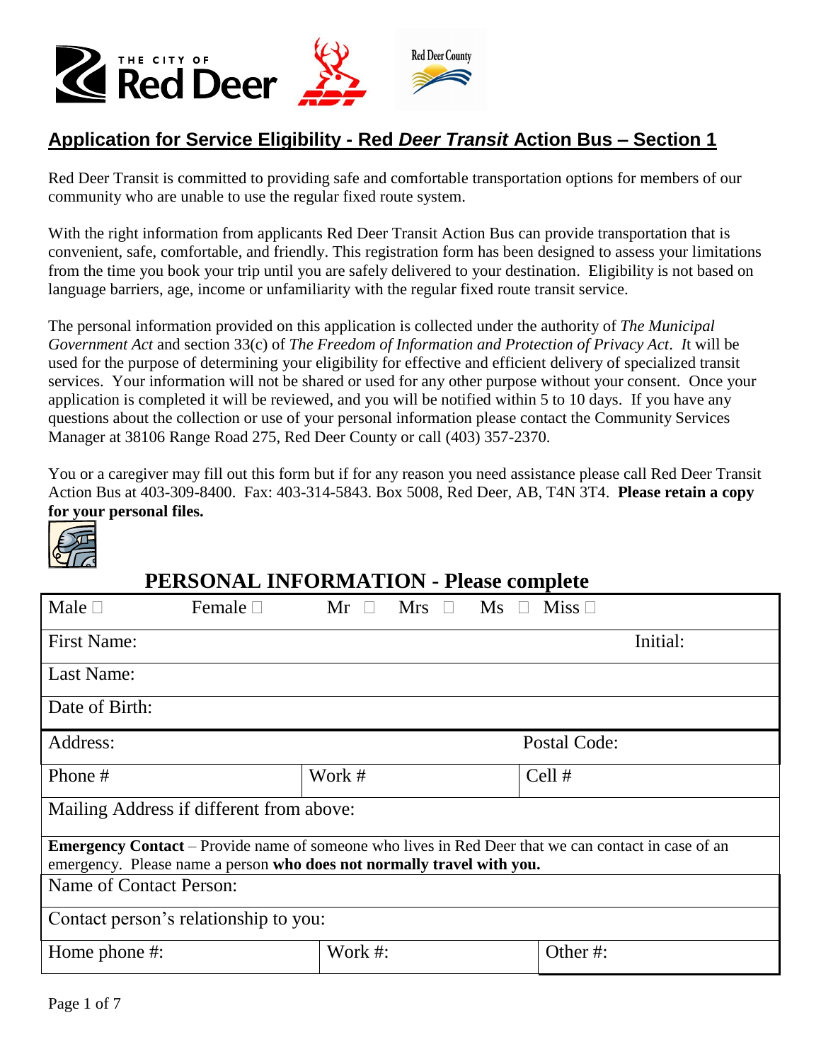## Application for Service Eligibility - Red *Deer Transit* Action Bus – Section 1

Red Deer Transit is committed to providing safe and comfortable transportation options for members of our community who are unable to use the regular fixed route system.

With the right information from applicants Red Deer Transit Action Bus can provide transportation that is convenient, safe, comfortable, and friendly. This registration form has been designed to assess your limitations from the time you book your trip until you are safely delivered to your destination. Eligibility is not based on language barriers, age, income or unfamiliarity with the regular fixed route transit service.

The personal information provided on this application is collected under the authority of *The Municipal Government Act* and section 33(c) of *The Freedom of Information and Protection of Privacy Act*. *I*t will be used for the purpose of determining your eligibility for effective and efficient delivery of specialized transit services. Your information will not be shared or used for any other purpose without your consent. Once your application is completed it will be reviewed, and you will be notified within 5 to 10 days. If you have any questions about the collection or use of your personal information please contact the Community Services Manager at 38106 Range Road 275, Red Deer County or call (403) 357-2370.

You or a caregiver may fill out this form but if for any reason you need assistance please call Red Deer Transit Action Bus at 403-309-8400. Fax: 403-314-5843. Box 5008, Red Deer, AB, T4N 3T4. **Please retain a copy for your personal files.**

## PERSONAL INFORMATION - Please complete

| | | |
|---|---|---|
| Male ☐ Female ☐ | Mr ☐ Mrs ☐ | Ms ☐ Miss ☐ |
| First Name: | | Initial: |
| Last Name: | | |
| Date of Birth: | | |
| Address: | | Postal Code: |
| Phone # | Work # | Cell # |
| Mailing Address if different from above: | | |
| **Emergency Contact** – Provide name of someone who lives in Red Deer that we can contact in case of an emergency. Please name a person **who does not normally travel with you.** | | |
| Name of Contact Person: | | |
| Contact person's relationship to you: | | |
| Home phone #: | Work #: | Other #: |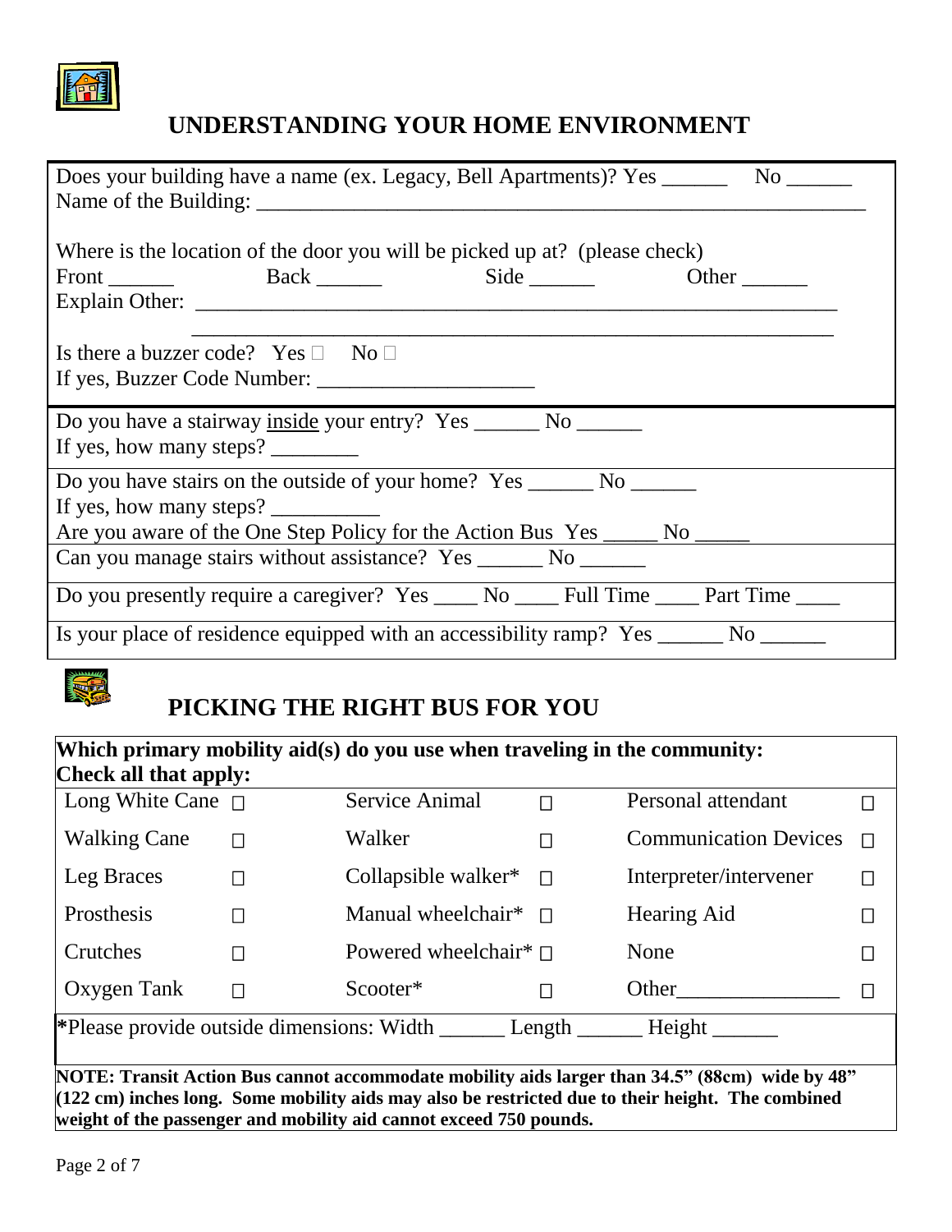## UNDERSTANDING YOUR HOME ENVIRONMENT

Does your building have a name (ex. Legacy, Bell Apartments)? Yes ______ No ______
Name of the Building: ____________________________________________________________

Where is the location of the door you will be picked up at? (please check)
Front ______ Back ______ Side ______ Other ______
Explain Other: ____________________________________________________________
____________________________________________________________

Is there a buzzer code? Yes ☐ No ☐
If yes, Buzzer Code Number: ____________________

Do you have a stairway <u>inside</u> your entry? Yes ______ No ______
If yes, how many steps? ________

Do you have stairs on the outside of your home? Yes ______ No ______
If yes, how many steps? __________
Are you aware of the One Step Policy for the Action Bus Yes _____ No _____

Can you manage stairs without assistance? Yes ______ No ______

Do you presently require a caregiver? Yes ____ No ____ Full Time ____ Part Time ____

Is your place of residence equipped with an accessibility ramp? Yes ______ No ______

## PICKING THE RIGHT BUS FOR YOU

**Which primary mobility aid(s) do you use when traveling in the community:**
**Check all that apply:**

| | | | | | |
|---|---|---|---|---|---|
| Long White Cane | ☐ | Service Animal | ☐ | Personal attendant | ☐ |
| Walking Cane | ☐ | Walker | ☐ | Communication Devices | ☐ |
| Leg Braces | ☐ | Collapsible walker* | ☐ | Interpreter/intervener | ☐ |
| Prosthesis | ☐ | Manual wheelchair* | ☐ | Hearing Aid | ☐ |
| Crutches | ☐ | Powered wheelchair* | ☐ | None | ☐ |
| Oxygen Tank | ☐ | Scooter* | ☐ | Other_______________ | ☐ |

*Please provide outside dimensions: Width ______ Length ______ Height ______

**NOTE: Transit Action Bus cannot accommodate mobility aids larger than 34.5" (88cm) wide by 48" (122 cm) inches long. Some mobility aids may also be restricted due to their height. The combined weight of the passenger and mobility aid cannot exceed 750 pounds.**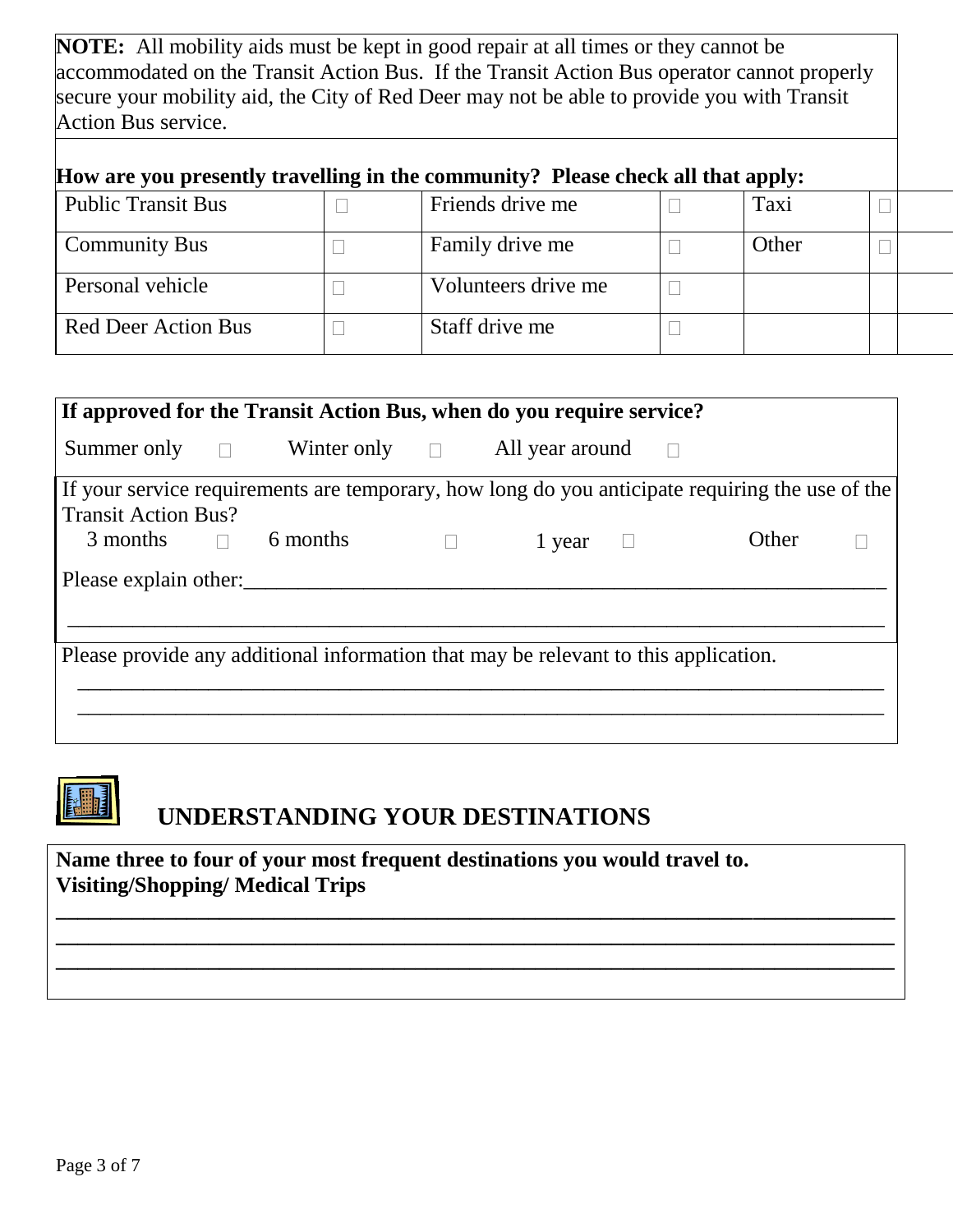**NOTE:** All mobility aids must be kept in good repair at all times or they cannot be accommodated on the Transit Action Bus. If the Transit Action Bus operator cannot properly secure your mobility aid, the City of Red Deer may not be able to provide you with Transit Action Bus service.

**How are you presently travelling in the community? Please check all that apply:**

| | | | | | |
|---|---|---|---|---|---|
| Public Transit Bus | ☐ | Friends drive me | ☐ | Taxi | ☐ |
| Community Bus | ☐ | Family drive me | ☐ | Other | ☐ |
| Personal vehicle | ☐ | Volunteers drive me | ☐ | | |
| Red Deer Action Bus | ☐ | Staff drive me | ☐ | | |

**If approved for the Transit Action Bus, when do you require service?**

Summer only ☐ Winter only ☐ All year around ☐

If your service requirements are temporary, how long do you anticipate requiring the use of the Transit Action Bus?

3 months ☐ 6 months ☐ 1 year ☐ Other ☐

Please explain other:_______________________________________________________________

_____________________________________________________________________________

Please provide any additional information that may be relevant to this application.

_____________________________________________________________________________

_____________________________________________________________________________

## UNDERSTANDING YOUR DESTINATIONS

**Name three to four of your most frequent destinations you would travel to.**
**Visiting/Shopping/ Medical Trips**

_____________________________________________________________________________

_____________________________________________________________________________

_____________________________________________________________________________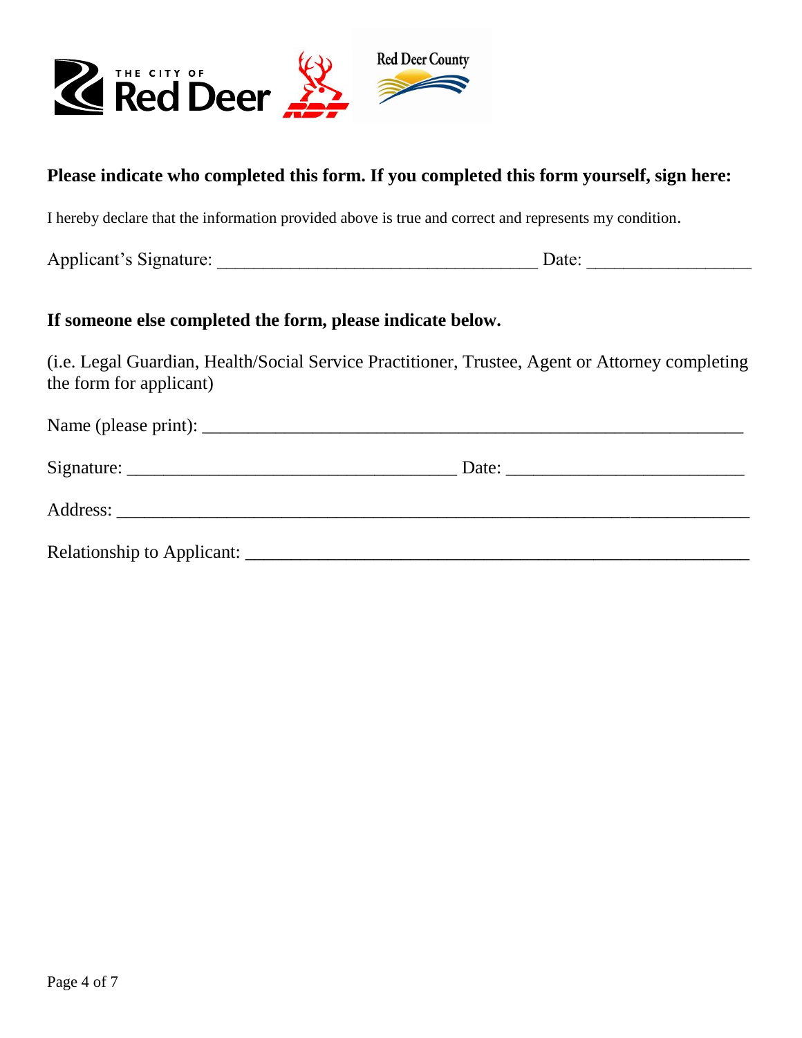**Please indicate who completed this form. If you completed this form yourself, sign here:**

I hereby declare that the information provided above is true and correct and represents my condition.

Applicant's Signature: ___________________________________ Date: _________________

**If someone else completed the form, please indicate below.**

(i.e. Legal Guardian, Health/Social Service Practitioner, Trustee, Agent or Attorney completing the form for applicant)

Name (please print): ____________________________________________________________

Signature: ____________________________________ Date: __________________________

Address: ______________________________________________________________________

Relationship to Applicant: ________________________________________________________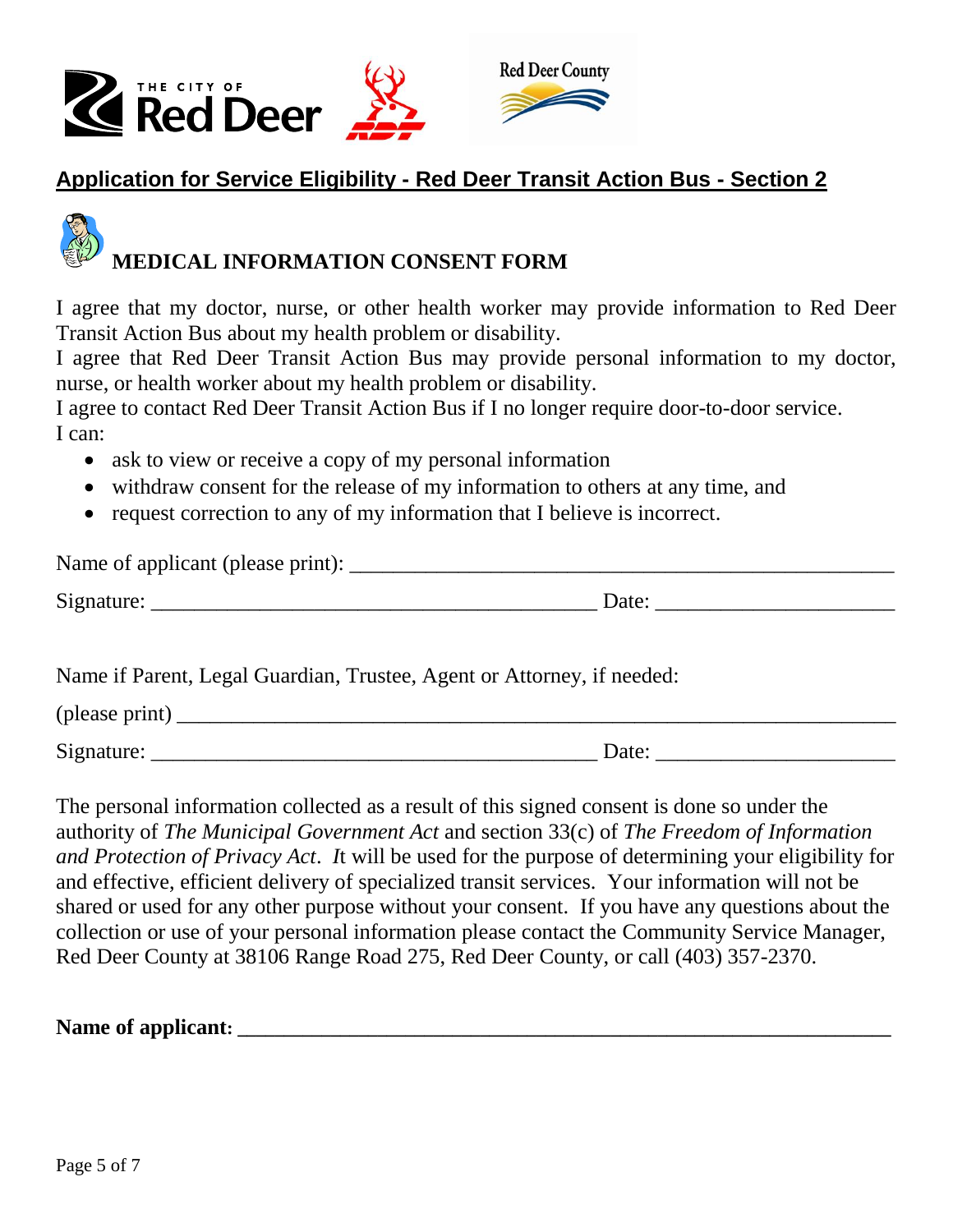## Application for Service Eligibility - Red Deer Transit Action Bus - Section 2

### MEDICAL INFORMATION CONSENT FORM

I agree that my doctor, nurse, or other health worker may provide information to Red Deer Transit Action Bus about my health problem or disability.
I agree that Red Deer Transit Action Bus may provide personal information to my doctor, nurse, or health worker about my health problem or disability.
I agree to contact Red Deer Transit Action Bus if I no longer require door-to-door service.
I can:

- ask to view or receive a copy of my personal information
- withdraw consent for the release of my information to others at any time, and
- request correction to any of my information that I believe is incorrect.

Name of applicant (please print): ____________________________________________________

Signature: __________________________________________ Date: ______________________

Name if Parent, Legal Guardian, Trustee, Agent or Attorney, if needed:

(please print) _____________________________________________________________________

Signature: __________________________________________ Date: ______________________

The personal information collected as a result of this signed consent is done so under the authority of *The Municipal Government Act* and section 33(c) of *The Freedom of Information and Protection of Privacy Act*. *I*t will be used for the purpose of determining your eligibility for and effective, efficient delivery of specialized transit services. Your information will not be shared or used for any other purpose without your consent. If you have any questions about the collection or use of your personal information please contact the Community Service Manager, Red Deer County at 38106 Range Road 275, Red Deer County, or call (403) 357-2370.

**Name of applicant:** _____________________________________________________________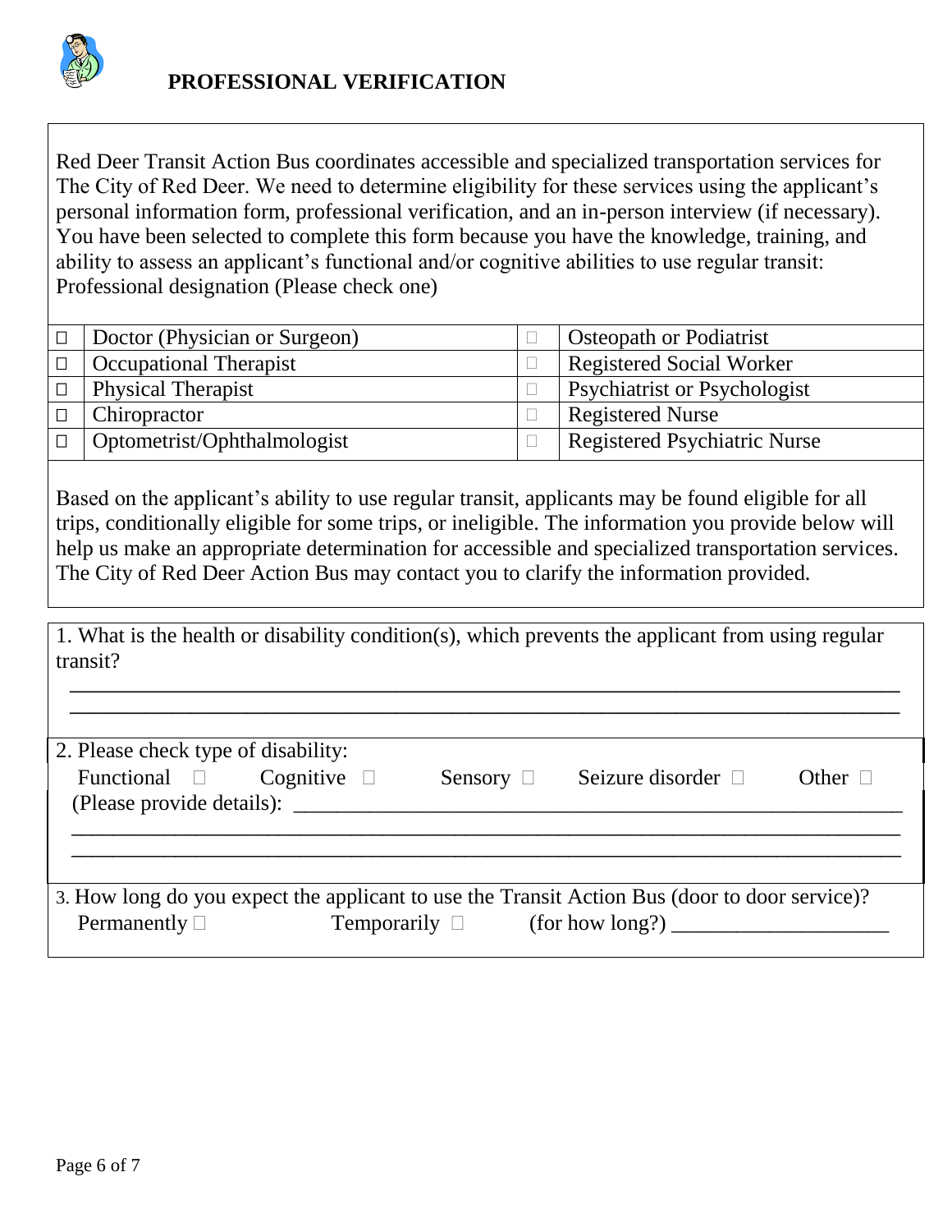# PROFESSIONAL VERIFICATION

Red Deer Transit Action Bus coordinates accessible and specialized transportation services for The City of Red Deer. We need to determine eligibility for these services using the applicant's personal information form, professional verification, and an in-person interview (if necessary). You have been selected to complete this form because you have the knowledge, training, and ability to assess an applicant's functional and/or cognitive abilities to use regular transit: Professional designation (Please check one)

| | | | |
|---|---|---|---|
| ☐ | Doctor (Physician or Surgeon) | ☐ | Osteopath or Podiatrist |
| ☐ | Occupational Therapist | ☐ | Registered Social Worker |
| ☐ | Physical Therapist | ☐ | Psychiatrist or Psychologist |
| ☐ | Chiropractor | ☐ | Registered Nurse |
| ☐ | Optometrist/Ophthalmologist | ☐ | Registered Psychiatric Nurse |

Based on the applicant's ability to use regular transit, applicants may be found eligible for all trips, conditionally eligible for some trips, or ineligible. The information you provide below will help us make an appropriate determination for accessible and specialized transportation services. The City of Red Deer Action Bus may contact you to clarify the information provided.

1. What is the health or disability condition(s), which prevents the applicant from using regular transit?

___________________________________________________________________________

___________________________________________________________________________

2. Please check type of disability:

Functional ☐ Cognitive ☐ Sensory ☐ Seizure disorder ☐ Other ☐

(Please provide details): ___________________________________________________________

___________________________________________________________________________

___________________________________________________________________________

3. How long do you expect the applicant to use the Transit Action Bus (door to door service)?

Permanently ☐ Temporarily ☐ (for how long?) ____________________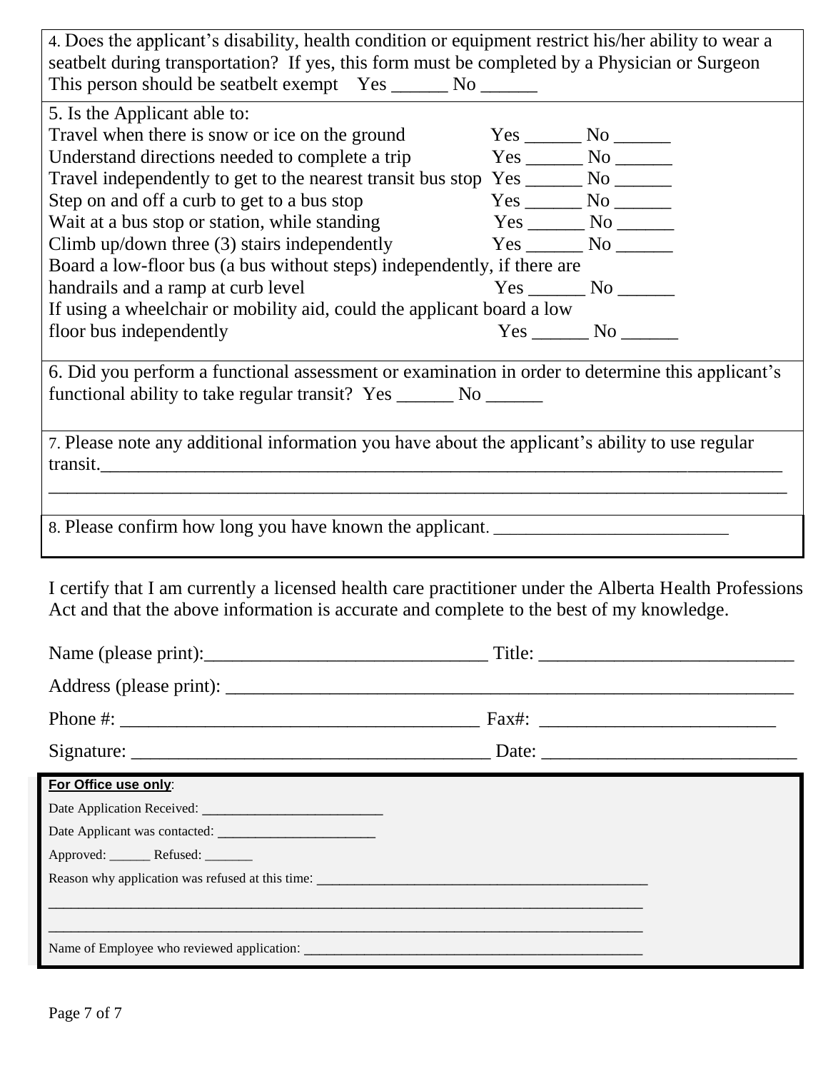4. Does the applicant's disability, health condition or equipment restrict his/her ability to wear a seatbelt during transportation? If yes, this form must be completed by a Physician or Surgeon
This person should be seatbelt exempt Yes ______ No ______

5. Is the Applicant able to:

| | |
|---|---|
| Travel when there is snow or ice on the ground | Yes ______ No ______ |
| Understand directions needed to complete a trip | Yes ______ No ______ |
| Travel independently to get to the nearest transit bus stop | Yes ______ No ______ |
| Step on and off a curb to get to a bus stop | Yes ______ No ______ |
| Wait at a bus stop or station, while standing | Yes ______ No ______ |
| Climb up/down three (3) stairs independently | Yes ______ No ______ |
| Board a low-floor bus (a bus without steps) independently, if there are handrails and a ramp at curb level | Yes ______ No ______ |
| If using a wheelchair or mobility aid, could the applicant board a low floor bus independently | Yes ______ No ______ |

6. Did you perform a functional assessment or examination in order to determine this applicant's functional ability to take regular transit? Yes ______ No ______

7. Please note any additional information you have about the applicant's ability to use regular transit.______________________________________________________________________________
______________________________________________________________________________

8. Please confirm how long you have known the applicant. _________________________

I certify that I am currently a licensed health care practitioner under the Alberta Health Professions Act and that the above information is accurate and complete to the best of my knowledge.

Name (please print):______________________________ Title: ___________________________

Address (please print): _______________________________________________________________

Phone #: ______________________________________ Fax#: _________________________

Signature: _____________________________________ Date: ___________________________

**For Office use only**:

Date Application Received: _________________________

Date Applicant was contacted: ______________________

Approved: ______ Refused: _______

Reason why application was refused at this time: _____________________________________________
______________________________________________________________________________
______________________________________________________________________________

Name of Employee who reviewed application: _____________________________________________